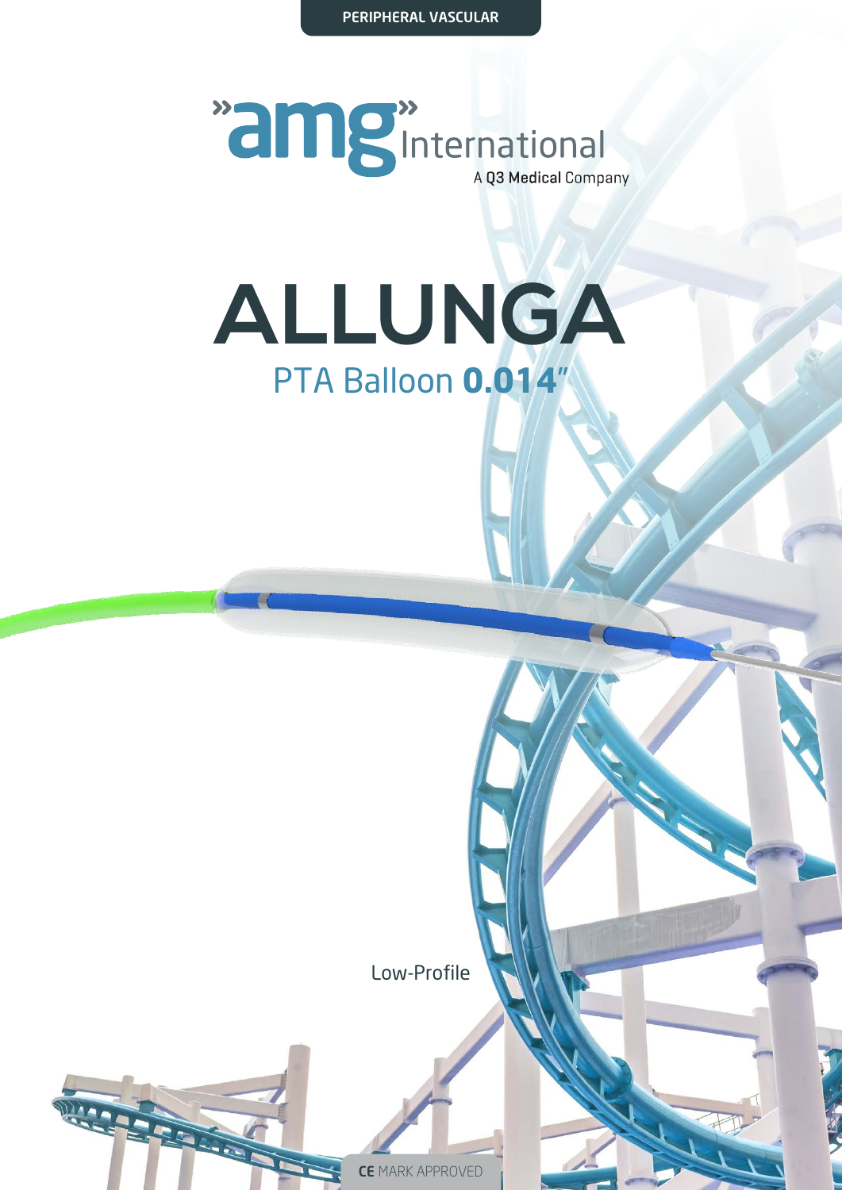PERIPHERAL VASCULAR

»amg» International

A Q3 Medical Company

# ALLUNGA

## PTA Balloon **0.014"**

Low-Profile

CE MARK APPROVED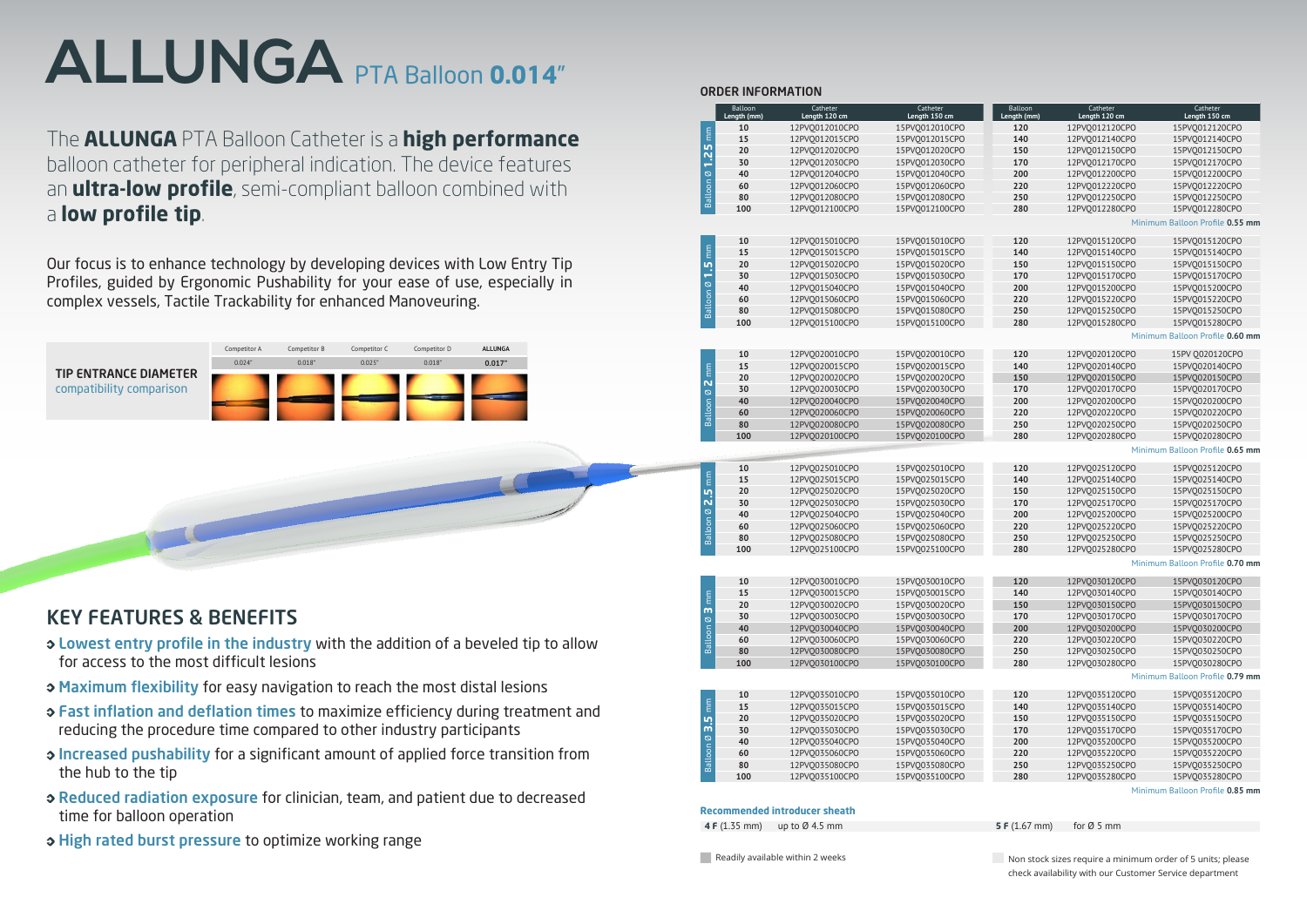# ALLUNGA PTA Balloon **0.014"**

The **ALLUNGA** PTA Balloon Catheter is a **high performance** balloon catheter for peripheral indication. The device features an **ultra-low profile**, semi-compliant balloon combined with a **low profile tip**.

Our focus is to enhance technology by developing devices with Low Entry Tip Profiles, guided by Ergonomic Pushability for your ease of use, especially in complex vessels, Tactile Trackability for enhanced Manoveuring.

**TIP ENTRANCE DIAMETER**
compatibility comparison

| Competitor A | Competitor B | Competitor C | Competitor D | ALLUNGA |
|---|---|---|---|---|
| 0.024" | 0.018" | 0.025" | 0.018" | **0.017"** |

## KEY FEATURES & BENEFITS

- **Lowest entry profile in the industry** with the addition of a beveled tip to allow for access to the most difficult lesions
- **Maximum flexibility** for easy navigation to reach the most distal lesions
- **Fast inflation and deflation times** to maximize efficiency during treatment and reducing the procedure time compared to other industry participants
- **Increased pushability** for a significant amount of applied force transition from the hub to the tip
- **Reduced radiation exposure** for clinician, team, and patient due to decreased time for balloon operation
- **High rated burst pressure** to optimize working range

## ORDER INFORMATION

| Balloon Ø | Balloon Length (mm) | Catheter Length 120 cm | Catheter Length 150 cm | Balloon Length (mm) | Catheter Length 120 cm | Catheter Length 150 cm |
|---|---|---|---|---|---|---|
| 1.25 mm | 10 | 12PVQ012010CPO | 15PVQ012010CPO | 120 | 12PVQ012120CPO | 15PVQ012120CPO |
| | 15 | 12PVQ012015CPO | 15PVQ012015CPO | 140 | 12PVQ012140CPO | 15PVQ012140CPO |
| | 20 | 12PVQ012020CPO | 15PVQ012020CPO | 150 | 12PVQ012150CPO | 15PVQ012150CPO |
| | 30 | 12PVQ012030CPO | 15PVQ012030CPO | 170 | 12PVQ012170CPO | 15PVQ012170CPO |
| | 40 | 12PVQ012040CPO | 15PVQ012040CPO | 200 | 12PVQ012200CPO | 15PVQ012200CPO |
| | 60 | 12PVQ012060CPO | 15PVQ012060CPO | 220 | 12PVQ012220CPO | 15PVQ012220CPO |
| | 80 | 12PVQ012080CPO | 15PVQ012080CPO | 250 | 12PVQ012250CPO | 15PVQ012250CPO |
| | 100 | 12PVQ012100CPO | 15PVQ012100CPO | 280 | 12PVQ012280CPO | 15PVQ012280CPO |
| | | | | | | Minimum Balloon Profile **0.55 mm** |
| 1.5 mm | 10 | 12PVQ015010CPO | 15PVQ015010CPO | 120 | 12PVQ015120CPO | 15PVQ015120CPO |
| | 15 | 12PVQ015015CPO | 15PVQ015015CPO | 140 | 12PVQ015140CPO | 15PVQ015140CPO |
| | 20 | 12PVQ015020CPO | 15PVQ015020CPO | 150 | 12PVQ015150CPO | 15PVQ015150CPO |
| | 30 | 12PVQ015030CPO | 15PVQ015030CPO | 170 | 12PVQ015170CPO | 15PVQ015170CPO |
| | 40 | 12PVQ015040CPO | 15PVQ015040CPO | 200 | 12PVQ015200CPO | 15PVQ015200CPO |
| | 60 | 12PVQ015060CPO | 15PVQ015060CPO | 220 | 12PVQ015220CPO | 15PVQ015220CPO |
| | 80 | 12PVQ015080CPO | 15PVQ015080CPO | 250 | 12PVQ015250CPO | 15PVQ015250CPO |
| | 100 | 12PVQ015100CPO | 15PVQ015100CPO | 280 | 12PVQ015280CPO | 15PVQ015280CPO |
| | | | | | | Minimum Balloon Profile **0.60 mm** |
| 2 mm | 10 | 12PVQ020010CPO | 15PVQ020010CPO | 120 | 12PVQ020120CPO | 15PV Q020120CPO |
| | 15 | 12PVQ020015CPO | 15PVQ020015CPO | 140 | 12PVQ020140CPO | 15PVQ020140CPO |
| | 20 | 12PVQ020020CPO | 15PVQ020020CPO | 150 | 12PVQ020150CPO | 15PVQ020150CPO |
| | 30 | 12PVQ020030CPO | 15PVQ020030CPO | 170 | 12PVQ020170CPO | 15PVQ020170CPO |
| | 40 | 12PVQ020040CPO | 15PVQ020040CPO | 200 | 12PVQ020200CPO | 15PVQ020200CPO |
| | 60 | 12PVQ020060CPO | 15PVQ020060CPO | 220 | 12PVQ020220CPO | 15PVQ020220CPO |
| | 80 | 12PVQ020080CPO | 15PVQ020080CPO | 250 | 12PVQ020250CPO | 15PVQ020250CPO |
| | 100 | 12PVQ020100CPO | 15PVQ020100CPO | 280 | 12PVQ020280CPO | 15PVQ020280CPO |
| | | | | | | Minimum Balloon Profile **0.65 mm** |
| 2.5 mm | 10 | 12PVQ025010CPO | 15PVQ025010CPO | 120 | 12PVQ025120CPO | 15PVQ025120CPO |
| | 15 | 12PVQ025015CPO | 15PVQ025015CPO | 140 | 12PVQ025140CPO | 15PVQ025140CPO |
| | 20 | 12PVQ025020CPO | 15PVQ025020CPO | 150 | 12PVQ025150CPO | 15PVQ025150CPO |
| | 30 | 12PVQ025030CPO | 15PVQ025030CPO | 170 | 12PVQ025170CPO | 15PVQ025170CPO |
| | 40 | 12PVQ025040CPO | 15PVQ025040CPO | 200 | 12PVQ025200CPO | 15PVQ025200CPO |
| | 60 | 12PVQ025060CPO | 15PVQ025060CPO | 220 | 12PVQ025220CPO | 15PVQ025220CPO |
| | 80 | 12PVQ025080CPO | 15PVQ025080CPO | 250 | 12PVQ025250CPO | 15PVQ025250CPO |
| | 100 | 12PVQ025100CPO | 15PVQ025100CPO | 280 | 12PVQ025280CPO | 15PVQ025280CPO |
| | | | | | | Minimum Balloon Profile **0.70 mm** |
| 3 mm | 10 | 12PVQ030010CPO | 15PVQ030010CPO | 120 | 12PVQ030120CPO | 15PVQ030120CPO |
| | 15 | 12PVQ030015CPO | 15PVQ030015CPO | 140 | 12PVQ030140CPO | 15PVQ030140CPO |
| | 20 | 12PVQ030020CPO | 15PVQ030020CPO | 150 | 12PVQ030150CPO | 15PVQ030150CPO |
| | 30 | 12PVQ030030CPO | 15PVQ030030CPO | 170 | 12PVQ030170CPO | 15PVQ030170CPO |
| | 40 | 12PVQ030040CPO | 15PVQ030040CPO | 200 | 12PVQ030200CPO | 15PVQ030200CPO |
| | 60 | 12PVQ030060CPO | 15PVQ030060CPO | 220 | 12PVQ030220CPO | 15PVQ030220CPO |
| | 80 | 12PVQ030080CPO | 15PVQ030080CPO | 250 | 12PVQ030250CPO | 15PVQ030250CPO |
| | 100 | 12PVQ030100CPO | 15PVQ030100CPO | 280 | 12PVQ030280CPO | 15PVQ030280CPO |
| | | | | | | Minimum Balloon Profile **0.79 mm** |
| 3.5 mm | 10 | 12PVQ035010CPO | 15PVQ035010CPO | 120 | 12PVQ035120CPO | 15PVQ035120CPO |
| | 15 | 12PVQ035015CPO | 15PVQ035015CPO | 140 | 12PVQ035140CPO | 15PVQ035140CPO |
| | 20 | 12PVQ035020CPO | 15PVQ035020CPO | 150 | 12PVQ035150CPO | 15PVQ035150CPO |
| | 30 | 12PVQ035030CPO | 15PVQ035030CPO | 170 | 12PVQ035170CPO | 15PVQ035170CPO |
| | 40 | 12PVQ035040CPO | 15PVQ035040CPO | 200 | 12PVQ035200CPO | 15PVQ035200CPO |
| | 60 | 12PVQ035060CPO | 15PVQ035060CPO | 220 | 12PVQ035220CPO | 15PVQ035220CPO |
| | 80 | 12PVQ035080CPO | 15PVQ035080CPO | 250 | 12PVQ035250CPO | 15PVQ035250CPO |
| | 100 | 12PVQ035100CPO | 15PVQ035100CPO | 280 | 12PVQ035280CPO | 15PVQ035280CPO |
| | | | | | | Minimum Balloon Profile **0.85 mm** |

**Recommended introducer sheath**

| | | | |
|---|---|---|---|
| **4 F** (1.35 mm) | up to Ø 4.5 mm | **5 F** (1.67 mm) | for Ø 5 mm |

Readily available within 2 weeks

Non stock sizes require a minimum order of 5 units; please check availability with our Customer Service department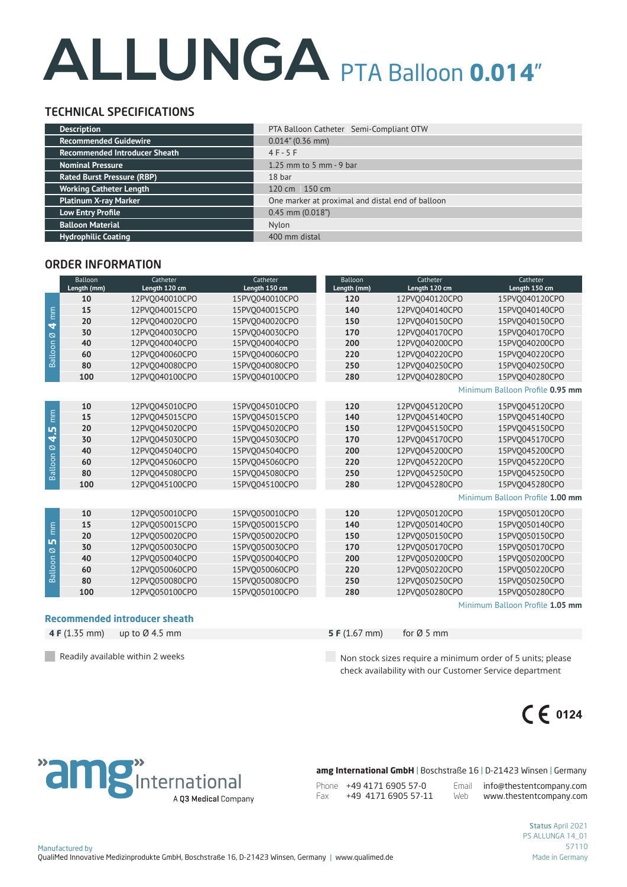# ALLUNGA PTA Balloon **0.014"**

## TECHNICAL SPECIFICATIONS

| | |
|---|---|
| **Description** | PTA Balloon Catheter Semi-Compliant OTW |
| **Recommended Guidewire** | 0.014" (0.36 mm) |
| **Recommended Introducer Sheath** | 4 F - 5 F |
| **Nominal Pressure** | 1.25 mm to 5 mm - 9 bar |
| **Rated Burst Pressure (RBP)** | 18 bar |
| **Working Catheter Length** | 120 cm 150 cm |
| **Platinum X-ray Marker** | One marker at proximal and distal end of balloon |
| **Low Entry Profile** | 0.45 mm (0.018") |
| **Balloon Material** | Nylon |
| **Hydrophilic Coating** | 400 mm distal |

## ORDER INFORMATION

| | Balloon Length (mm) | Catheter Length 120 cm | Catheter Length 150 cm | Balloon Length (mm) | Catheter Length 120 cm | Catheter Length 150 cm |
|---|---|---|---|---|---|---|
| Balloon Ø **4** mm | **10** | 12PVQ040010CPO | 15PVQ040010CPO | **120** | 12PVQ040120CPO | 15PVQ040120CPO |
| | **15** | 12PVQ040015CPO | 15PVQ040015CPO | **140** | 12PVQ040140CPO | 15PVQ040140CPO |
| | **20** | 12PVQ040020CPO | 15PVQ040020CPO | **150** | 12PVQ040150CPO | 15PVQ040150CPO |
| | **30** | 12PVQ040030CPO | 15PVQ040030CPO | **170** | 12PVQ040170CPO | 15PVQ040170CPO |
| | **40** | 12PVQ040040CPO | 15PVQ040040CPO | **200** | 12PVQ040200CPO | 15PVQ040200CPO |
| | **60** | 12PVQ040060CPO | 15PVQ040060CPO | **220** | 12PVQ040220CPO | 15PVQ040220CPO |
| | **80** | 12PVQ040080CPO | 15PVQ040080CPO | **250** | 12PVQ040250CPO | 15PVQ040250CPO |
| | **100** | 12PVQ040100CPO | 15PVQ040100CPO | **280** | 12PVQ040280CPO | 15PVQ040280CPO |
| | | | | | | Minimum Balloon Profile **0.95 mm** |
| Balloon Ø **4.5** mm | **10** | 12PVQ045010CPO | 15PVQ045010CPO | **120** | 12PVQ045120CPO | 15PVQ045120CPO |
| | **15** | 12PVQ045015CPO | 15PVQ045015CPO | **140** | 12PVQ045140CPO | 15PVQ045140CPO |
| | **20** | 12PVQ045020CPO | 15PVQ045020CPO | **150** | 12PVQ045150CPO | 15PVQ045150CPO |
| | **30** | 12PVQ045030CPO | 15PVQ045030CPO | **170** | 12PVQ045170CPO | 15PVQ045170CPO |
| | **40** | 12PVQ045040CPO | 15PVQ045040CPO | **200** | 12PVQ045200CPO | 15PVQ045200CPO |
| | **60** | 12PVQ045060CPO | 15PVQ045060CPO | **220** | 12PVQ045220CPO | 15PVQ045220CPO |
| | **80** | 12PVQ045080CPO | 15PVQ045080CPO | **250** | 12PVQ045250CPO | 15PVQ045250CPO |
| | **100** | 12PVQ045100CPO | 15PVQ045100CPO | **280** | 12PVQ045280CPO | 15PVQ045280CPO |
| | | | | | | Minimum Balloon Profile **1.00 mm** |
| Balloon Ø **5** mm | **10** | 12PVQ050010CPO | 15PVQ050010CPO | **120** | 12PVQ050120CPO | 15PVQ050120CPO |
| | **15** | 12PVQ050015CPO | 15PVQ050015CPO | **140** | 12PVQ050140CPO | 15PVQ050140CPO |
| | **20** | 12PVQ050020CPO | 15PVQ050020CPO | **150** | 12PVQ050150CPO | 15PVQ050150CPO |
| | **30** | 12PVQ050030CPO | 15PVQ050030CPO | **170** | 12PVQ050170CPO | 15PVQ050170CPO |
| | **40** | 12PVQ050040CPO | 15PVQ050040CPO | **200** | 12PVQ050200CPO | 15PVQ050200CPO |
| | **60** | 12PVQ050060CPO | 15PVQ050060CPO | **220** | 12PVQ050220CPO | 15PVQ050220CPO |
| | **80** | 12PVQ050080CPO | 15PVQ050080CPO | **250** | 12PVQ050250CPO | 15PVQ050250CPO |
| | **100** | 12PVQ050100CPO | 15PVQ050100CPO | **280** | 12PVQ050280CPO | 15PVQ050280CPO |
| | | | | | | Minimum Balloon Profile **1.05 mm** |

### Recommended introducer sheath

**4 F** (1.35 mm) up to Ø 4.5 mm

**5 F** (1.67 mm) for Ø 5 mm

Readily available within 2 weeks

Non stock sizes require a minimum order of 5 units; please check availability with our Customer Service department

CE 0124

amg International
A Q3 Medical Company

**amg International GmbH** | Boschstraße 16 | D-21423 Winsen | Germany

Phone +49 4171 6905 57-0
Fax +49 4171 6905 57-11
Email info@thestentcompany.com
Web www.thestentcompany.com

**Status** April 2021
PS ALLUNGA 14_01
57110
Made in Germany

Manufactured by
QualiMed Innovative Medizinprodukte GmbH, Boschstraße 16, D-21423 Winsen, Germany | www.qualimed.de